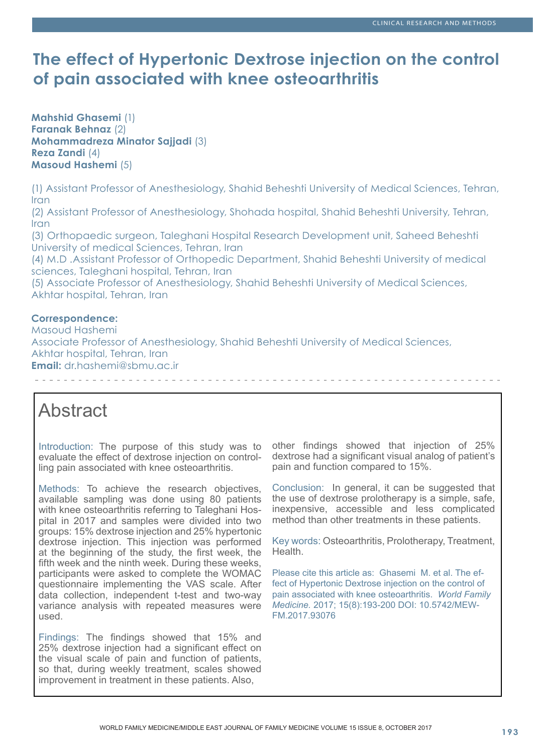# The effect of Hypertonic Dextrose injection on the control of pain associated with knee osteoarthritis

**Mahshid Ghasemi** (1)
**Faranak Behnaz** (2)
**Mohammadreza Minator Sajjadi** (3)
**Reza Zandi** (4)
**Masoud Hashemi** (5)

(1) Assistant Professor of Anesthesiology, Shahid Beheshti University of Medical Sciences, Tehran, Iran
(2) Assistant Professor of Anesthesiology, Shohada hospital, Shahid Beheshti University, Tehran, Iran
(3) Orthopaedic surgeon, Taleghani Hospital Research Development unit, Saheed Beheshti University of medical Sciences, Tehran, Iran
(4) M.D .Assistant Professor of Orthopedic Department, Shahid Beheshti University of medical sciences, Taleghani hospital, Tehran, Iran
(5) Associate Professor of Anesthesiology, Shahid Beheshti University of Medical Sciences, Akhtar hospital, Tehran, Iran

**Correspondence:**
Masoud Hashemi
Associate Professor of Anesthesiology, Shahid Beheshti University of Medical Sciences, Akhtar hospital, Tehran, Iran
**Email:** dr.hashemi@sbmu.ac.ir

## Abstract

Introduction: The purpose of this study was to evaluate the effect of dextrose injection on controlling pain associated with knee osteoarthritis.

Methods: To achieve the research objectives, available sampling was done using 80 patients with knee osteoarthritis referring to Taleghani Hospital in 2017 and samples were divided into two groups: 15% dextrose injection and 25% hypertonic dextrose injection. This injection was performed at the beginning of the study, the first week, the fifth week and the ninth week. During these weeks, participants were asked to complete the WOMAC questionnaire implementing the VAS scale. After data collection, independent t-test and two-way variance analysis with repeated measures were used.

Findings: The findings showed that 15% and 25% dextrose injection had a significant effect on the visual scale of pain and function of patients, so that, during weekly treatment, scales showed improvement in treatment in these patients. Also, other findings showed that injection of 25% dextrose had a significant visual analog of patient's pain and function compared to 15%.

Conclusion: In general, it can be suggested that the use of dextrose prolotherapy is a simple, safe, inexpensive, accessible and less complicated method than other treatments in these patients.

Key words: Osteoarthritis, Prolotherapy, Treatment, Health.

Please cite this article as: Ghasemi M. et al. The effect of Hypertonic Dextrose injection on the control of pain associated with knee osteoarthritis. *World Family Medicine.* 2017; 15(8):193-200 DOI: 10.5742/MEWFM.2017.93076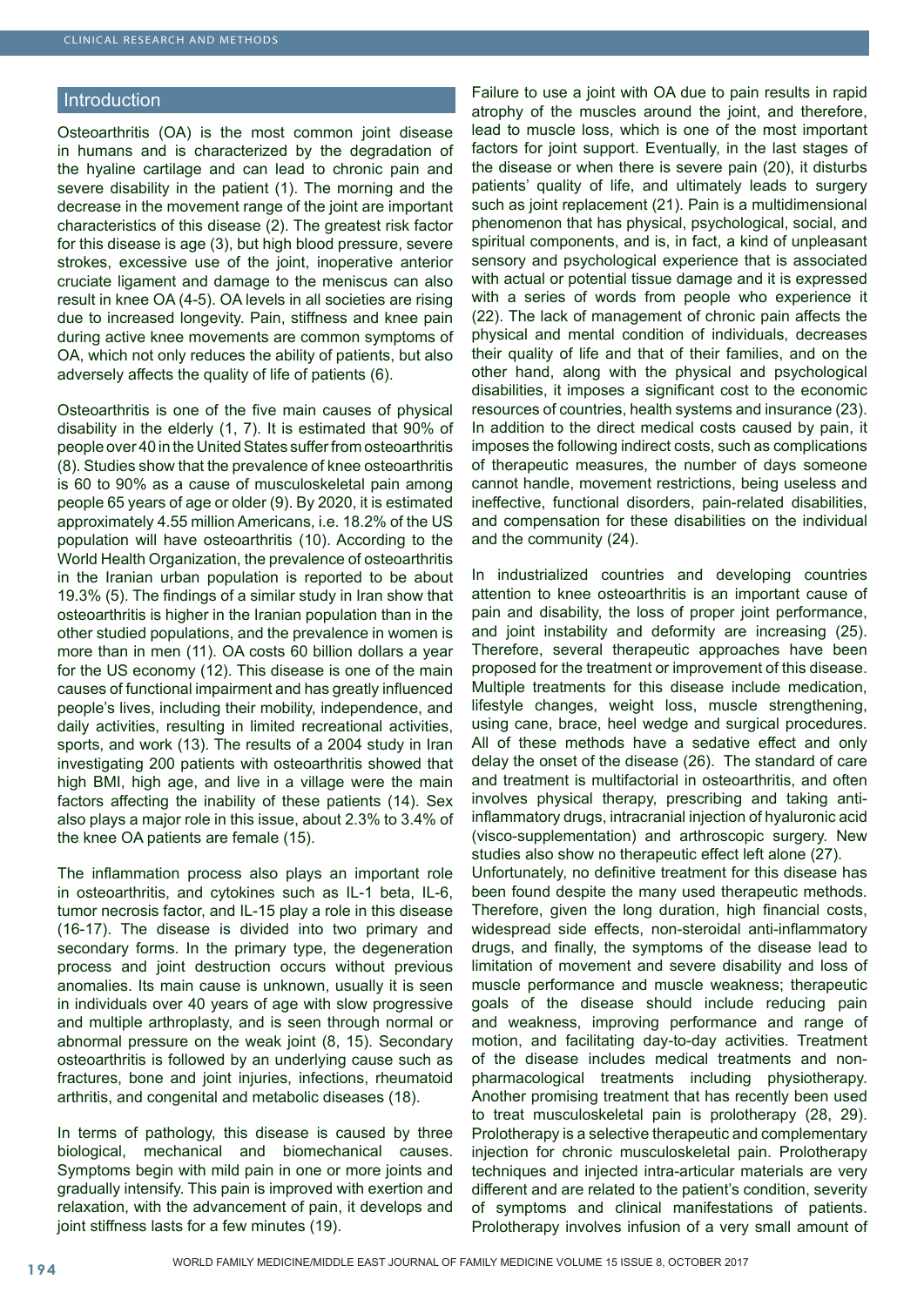## Introduction

Osteoarthritis (OA) is the most common joint disease in humans and is characterized by the degradation of the hyaline cartilage and can lead to chronic pain and severe disability in the patient (1). The morning and the decrease in the movement range of the joint are important characteristics of this disease (2). The greatest risk factor for this disease is age (3), but high blood pressure, severe strokes, excessive use of the joint, inoperative anterior cruciate ligament and damage to the meniscus can also result in knee OA (4-5). OA levels in all societies are rising due to increased longevity. Pain, stiffness and knee pain during active knee movements are common symptoms of OA, which not only reduces the ability of patients, but also adversely affects the quality of life of patients (6).

Osteoarthritis is one of the five main causes of physical disability in the elderly (1, 7). It is estimated that 90% of people over 40 in the United States suffer from osteoarthritis (8). Studies show that the prevalence of knee osteoarthritis is 60 to 90% as a cause of musculoskeletal pain among people 65 years of age or older (9). By 2020, it is estimated approximately 4.55 million Americans, i.e. 18.2% of the US population will have osteoarthritis (10). According to the World Health Organization, the prevalence of osteoarthritis in the Iranian urban population is reported to be about 19.3% (5). The findings of a similar study in Iran show that osteoarthritis is higher in the Iranian population than in the other studied populations, and the prevalence in women is more than in men (11). OA costs 60 billion dollars a year for the US economy (12). This disease is one of the main causes of functional impairment and has greatly influenced people's lives, including their mobility, independence, and daily activities, resulting in limited recreational activities, sports, and work (13). The results of a 2004 study in Iran investigating 200 patients with osteoarthritis showed that high BMI, high age, and live in a village were the main factors affecting the inability of these patients (14). Sex also plays a major role in this issue, about 2.3% to 3.4% of the knee OA patients are female (15).

The inflammation process also plays an important role in osteoarthritis, and cytokines such as IL-1 beta, IL-6, tumor necrosis factor, and IL-15 play a role in this disease (16-17). The disease is divided into two primary and secondary forms. In the primary type, the degeneration process and joint destruction occurs without previous anomalies. Its main cause is unknown, usually it is seen in individuals over 40 years of age with slow progressive and multiple arthroplasty, and is seen through normal or abnormal pressure on the weak joint (8, 15). Secondary osteoarthritis is followed by an underlying cause such as fractures, bone and joint injuries, infections, rheumatoid arthritis, and congenital and metabolic diseases (18).

In terms of pathology, this disease is caused by three biological, mechanical and biomechanical causes. Symptoms begin with mild pain in one or more joints and gradually intensify. This pain is improved with exertion and relaxation, with the advancement of pain, it develops and joint stiffness lasts for a few minutes (19).

Failure to use a joint with OA due to pain results in rapid atrophy of the muscles around the joint, and therefore, lead to muscle loss, which is one of the most important factors for joint support. Eventually, in the last stages of the disease or when there is severe pain (20), it disturbs patients' quality of life, and ultimately leads to surgery such as joint replacement (21). Pain is a multidimensional phenomenon that has physical, psychological, social, and spiritual components, and is, in fact, a kind of unpleasant sensory and psychological experience that is associated with actual or potential tissue damage and it is expressed with a series of words from people who experience it (22). The lack of management of chronic pain affects the physical and mental condition of individuals, decreases their quality of life and that of their families, and on the other hand, along with the physical and psychological disabilities, it imposes a significant cost to the economic resources of countries, health systems and insurance (23). In addition to the direct medical costs caused by pain, it imposes the following indirect costs, such as complications of therapeutic measures, the number of days someone cannot handle, movement restrictions, being useless and ineffective, functional disorders, pain-related disabilities, and compensation for these disabilities on the individual and the community (24).

In industrialized countries and developing countries attention to knee osteoarthritis is an important cause of pain and disability, the loss of proper joint performance, and joint instability and deformity are increasing (25). Therefore, several therapeutic approaches have been proposed for the treatment or improvement of this disease. Multiple treatments for this disease include medication, lifestyle changes, weight loss, muscle strengthening, using cane, brace, heel wedge and surgical procedures. All of these methods have a sedative effect and only delay the onset of the disease (26). The standard of care and treatment is multifactorial in osteoarthritis, and often involves physical therapy, prescribing and taking anti-inflammatory drugs, intracranial injection of hyaluronic acid (visco-supplementation) and arthroscopic surgery. New studies also show no therapeutic effect left alone (27). Unfortunately, no definitive treatment for this disease has been found despite the many used therapeutic methods. Therefore, given the long duration, high financial costs, widespread side effects, non-steroidal anti-inflammatory drugs, and finally, the symptoms of the disease lead to limitation of movement and severe disability and loss of muscle performance and muscle weakness; therapeutic goals of the disease should include reducing pain and weakness, improving performance and range of motion, and facilitating day-to-day activities. Treatment of the disease includes medical treatments and non-pharmacological treatments including physiotherapy. Another promising treatment that has recently been used to treat musculoskeletal pain is prolotherapy (28, 29). Prolotherapy is a selective therapeutic and complementary injection for chronic musculoskeletal pain. Prolotherapy techniques and injected intra-articular materials are very different and are related to the patient's condition, severity of symptoms and clinical manifestations of patients. Prolotherapy involves infusion of a very small amount of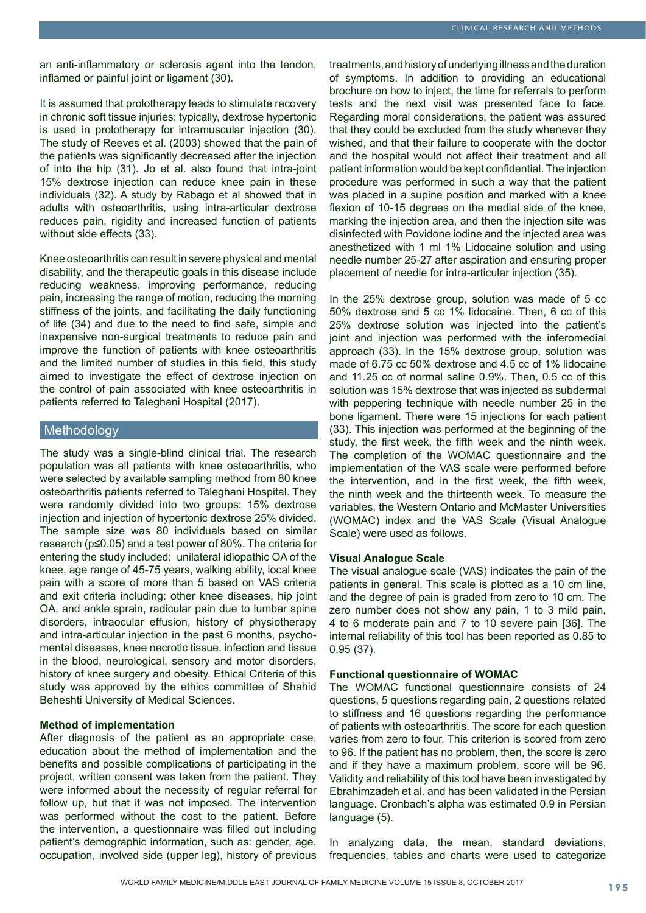an anti-inflammatory or sclerosis agent into the tendon, inflamed or painful joint or ligament (30).

It is assumed that prolotherapy leads to stimulate recovery in chronic soft tissue injuries; typically, dextrose hypertonic is used in prolotherapy for intramuscular injection (30). The study of Reeves et al. (2003) showed that the pain of the patients was significantly decreased after the injection of into the hip (31). Jo et al. also found that intra-joint 15% dextrose injection can reduce knee pain in these individuals (32). A study by Rabago et al showed that in adults with osteoarthritis, using intra-articular dextrose reduces pain, rigidity and increased function of patients without side effects (33).

Knee osteoarthritis can result in severe physical and mental disability, and the therapeutic goals in this disease include reducing weakness, improving performance, reducing pain, increasing the range of motion, reducing the morning stiffness of the joints, and facilitating the daily functioning of life (34) and due to the need to find safe, simple and inexpensive non-surgical treatments to reduce pain and improve the function of patients with knee osteoarthritis and the limited number of studies in this field, this study aimed to investigate the effect of dextrose injection on the control of pain associated with knee osteoarthritis in patients referred to Taleghani Hospital (2017).

## Methodology

The study was a single-blind clinical trial. The research population was all patients with knee osteoarthritis, who were selected by available sampling method from 80 knee osteoarthritis patients referred to Taleghani Hospital. They were randomly divided into two groups: 15% dextrose injection and injection of hypertonic dextrose 25% divided. The sample size was 80 individuals based on similar research ($p \leq 0.05$) and a test power of 80%. The criteria for entering the study included: unilateral idiopathic OA of the knee, age range of 45-75 years, walking ability, local knee pain with a score of more than 5 based on VAS criteria and exit criteria including: other knee diseases, hip joint OA, and ankle sprain, radicular pain due to lumbar spine disorders, intraocular effusion, history of physiotherapy and intra-articular injection in the past 6 months, psycho-mental diseases, knee necrotic tissue, infection and tissue in the blood, neurological, sensory and motor disorders, history of knee surgery and obesity. Ethical Criteria of this study was approved by the ethics committee of Shahid Beheshti University of Medical Sciences.

**Method of implementation**

After diagnosis of the patient as an appropriate case, education about the method of implementation and the benefits and possible complications of participating in the project, written consent was taken from the patient. They were informed about the necessity of regular referral for follow up, but that it was not imposed. The intervention was performed without the cost to the patient. Before the intervention, a questionnaire was filled out including patient's demographic information, such as: gender, age, occupation, involved side (upper leg), history of previous treatments, and history of underlying illness and the duration of symptoms. In addition to providing an educational brochure on how to inject, the time for referrals to perform tests and the next visit was presented face to face. Regarding moral considerations, the patient was assured that they could be excluded from the study whenever they wished, and that their failure to cooperate with the doctor and the hospital would not affect their treatment and all patient information would be kept confidential. The injection procedure was performed in such a way that the patient was placed in a supine position and marked with a knee flexion of 10-15 degrees on the medial side of the knee, marking the injection area, and then the injection site was disinfected with Povidone iodine and the injected area was anesthetized with 1 ml 1% Lidocaine solution and using needle number 25-27 after aspiration and ensuring proper placement of needle for intra-articular injection (35).

In the 25% dextrose group, solution was made of 5 cc 50% dextrose and 5 cc 1% lidocaine. Then, 6 cc of this 25% dextrose solution was injected into the patient's joint and injection was performed with the inferomedial approach (33). In the 15% dextrose group, solution was made of 6.75 cc 50% dextrose and 4.5 cc of 1% lidocaine and 11.25 cc of normal saline 0.9%. Then, 0.5 cc of this solution was 15% dextrose that was injected as subdermal with peppering technique with needle number 25 in the bone ligament. There were 15 injections for each patient (33). This injection was performed at the beginning of the study, the first week, the fifth week and the ninth week. The completion of the WOMAC questionnaire and the implementation of the VAS scale were performed before the intervention, and in the first week, the fifth week, the ninth week and the thirteenth week. To measure the variables, the Western Ontario and McMaster Universities (WOMAC) index and the VAS Scale (Visual Analogue Scale) were used as follows.

**Visual Analogue Scale**

The visual analogue scale (VAS) indicates the pain of the patients in general. This scale is plotted as a 10 cm line, and the degree of pain is graded from zero to 10 cm. The zero number does not show any pain, 1 to 3 mild pain, 4 to 6 moderate pain and 7 to 10 severe pain [36]. The internal reliability of this tool has been reported as 0.85 to 0.95 (37).

**Functional questionnaire of WOMAC**

The WOMAC functional questionnaire consists of 24 questions, 5 questions regarding pain, 2 questions related to stiffness and 16 questions regarding the performance of patients with osteoarthritis. The score for each question varies from zero to four. This criterion is scored from zero to 96. If the patient has no problem, then, the score is zero and if they have a maximum problem, score will be 96. Validity and reliability of this tool have been investigated by Ebrahimzadeh et al. and has been validated in the Persian language. Cronbach's alpha was estimated 0.9 in Persian language (5).

In analyzing data, the mean, standard deviations, frequencies, tables and charts were used to categorize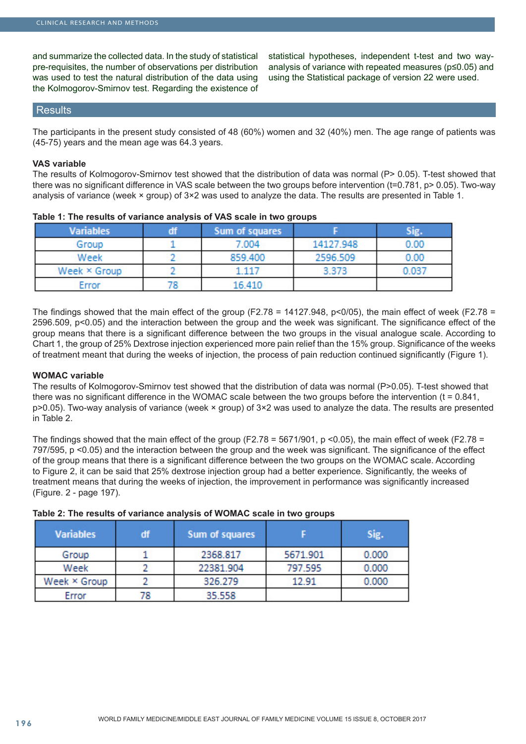and summarize the collected data. In the study of statistical pre-requisites, the number of observations per distribution was used to test the natural distribution of the data using the Kolmogorov-Smirnov test. Regarding the existence of statistical hypotheses, independent t-test and two way-analysis of variance with repeated measures ($p \leq 0.05$) and using the Statistical package of version 22 were used.

## Results

The participants in the present study consisted of 48 (60%) women and 32 (40%) men. The age range of patients was (45-75) years and the mean age was 64.3 years.

### VAS variable

The results of Kolmogorov-Smirnov test showed that the distribution of data was normal ($P > 0.05$). T-test showed that there was no significant difference in VAS scale between the two groups before intervention ($t=0.781$, $p > 0.05$). Two-way analysis of variance (week × group) of 3×2 was used to analyze the data. The results are presented in Table 1.

**Table 1: The results of variance analysis of VAS scale in two groups**

| Variables | df | Sum of squares | F | Sig. |
|---|---|---|---|---|
| Group | 1 | 7.004 | 14127.948 | 0.00 |
| Week | 2 | 859.400 | 2596.509 | 0.00 |
| Week × Group | 2 | 1.117 | 3.373 | 0.037 |
| Error | 78 | 16.410 | | |

The findings showed that the main effect of the group ($F2.78 = 14127.948$, $p<0/05$), the main effect of week ($F2.78 = 2596.509$, $p<0.05$) and the interaction between the group and the week was significant. The significance effect of the group means that there is a significant difference between the two groups in the visual analogue scale. According to Chart 1, the group of 25% Dextrose injection experienced more pain relief than the 15% group. Significance of the weeks of treatment meant that during the weeks of injection, the process of pain reduction continued significantly (Figure 1).

### WOMAC variable

The results of Kolmogorov-Smirnov test showed that the distribution of data was normal ($P>0.05$). T-test showed that there was no significant difference in the WOMAC scale between the two groups before the intervention ($t = 0.841$, $p>0.05$). Two-way analysis of variance (week × group) of 3×2 was used to analyze the data. The results are presented in Table 2.

The findings showed that the main effect of the group ($F2.78 = 5671/901$, $p <0.05$), the main effect of week ($F2.78 = 797/595$, $p <0.05$) and the interaction between the group and the week was significant. The significance of the effect of the group means that there is a significant difference between the two groups on the WOMAC scale. According to Figure 2, it can be said that 25% dextrose injection group had a better experience. Significantly, the weeks of treatment means that during the weeks of injection, the improvement in performance was significantly increased (Figure. 2 - page 197).

**Table 2: The results of variance analysis of WOMAC scale in two groups**

| Variables | df | Sum of squares | F | Sig. |
|---|---|---|---|---|
| Group | 1 | 2368.817 | 5671.901 | 0.000 |
| Week | 2 | 22381.904 | 797.595 | 0.000 |
| Week × Group | 2 | 326.279 | 12.91 | 0.000 |
| Error | 78 | 35.558 | | |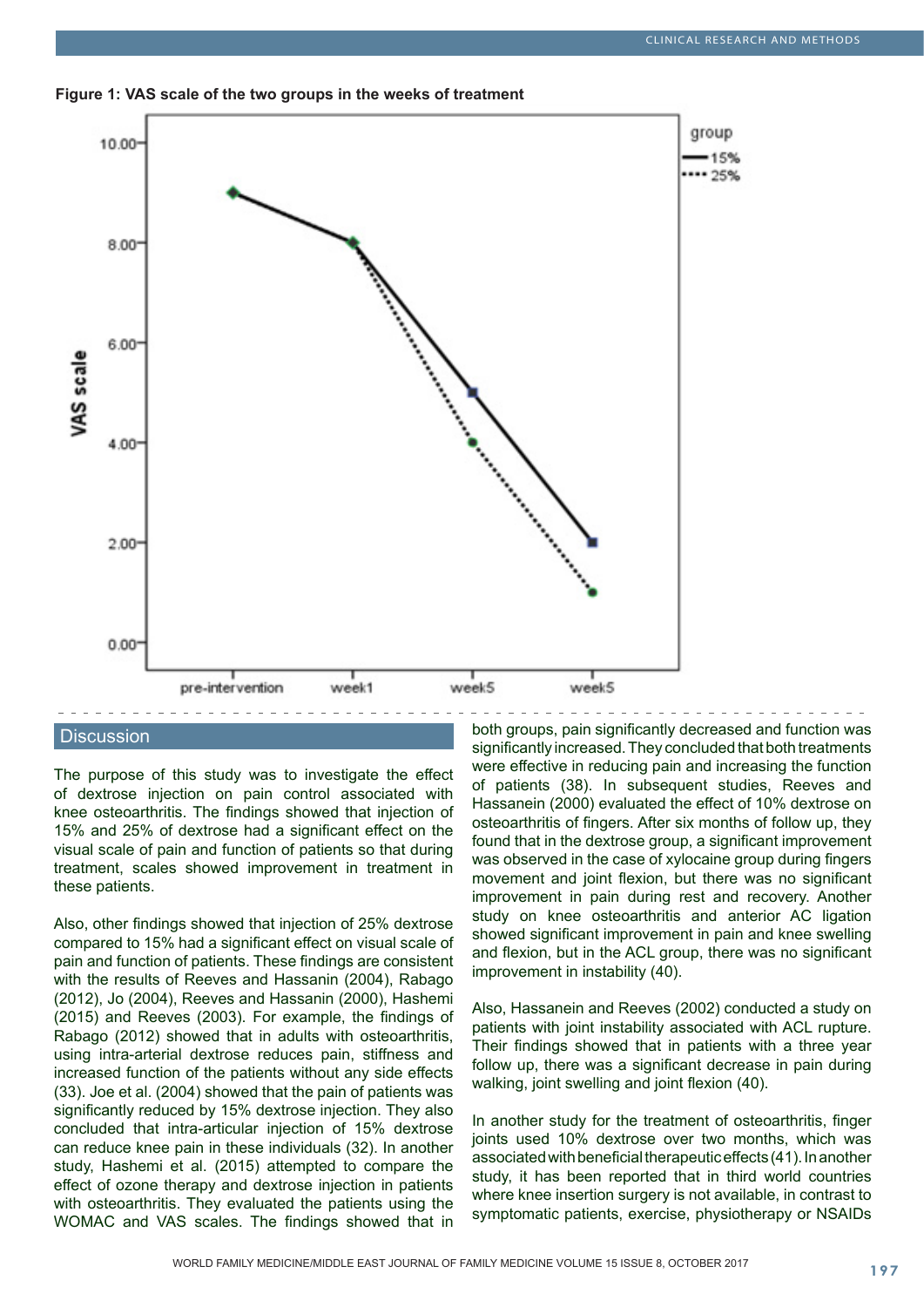**Figure 1: VAS scale of the two groups in the weeks of treatment**

## Discussion

The purpose of this study was to investigate the effect of dextrose injection on pain control associated with knee osteoarthritis. The findings showed that injection of 15% and 25% of dextrose had a significant effect on the visual scale of pain and function of patients so that during treatment, scales showed improvement in treatment in these patients.

Also, other findings showed that injection of 25% dextrose compared to 15% had a significant effect on visual scale of pain and function of patients. These findings are consistent with the results of Reeves and Hassanin (2004), Rabago (2012), Jo (2004), Reeves and Hassanin (2000), Hashemi (2015) and Reeves (2003). For example, the findings of Rabago (2012) showed that in adults with osteoarthritis, using intra-arterial dextrose reduces pain, stiffness and increased function of the patients without any side effects (33). Joe et al. (2004) showed that the pain of patients was significantly reduced by 15% dextrose injection. They also concluded that intra-articular injection of 15% dextrose can reduce knee pain in these individuals (32). In another study, Hashemi et al. (2015) attempted to compare the effect of ozone therapy and dextrose injection in patients with osteoarthritis. They evaluated the patients using the WOMAC and VAS scales. The findings showed that in both groups, pain significantly decreased and function was significantly increased. They concluded that both treatments were effective in reducing pain and increasing the function of patients (38). In subsequent studies, Reeves and Hassanein (2000) evaluated the effect of 10% dextrose on osteoarthritis of fingers. After six months of follow up, they found that in the dextrose group, a significant improvement was observed in the case of xylocaine group during fingers movement and joint flexion, but there was no significant improvement in pain during rest and recovery. Another study on knee osteoarthritis and anterior AC ligation showed significant improvement in pain and knee swelling and flexion, but in the ACL group, there was no significant improvement in instability (40).

Also, Hassanein and Reeves (2002) conducted a study on patients with joint instability associated with ACL rupture. Their findings showed that in patients with a three year follow up, there was a significant decrease in pain during walking, joint swelling and joint flexion (40).

In another study for the treatment of osteoarthritis, finger joints used 10% dextrose over two months, which was associated with beneficial therapeutic effects (41). In another study, it has been reported that in third world countries where knee insertion surgery is not available, in contrast to symptomatic patients, exercise, physiotherapy or NSAIDs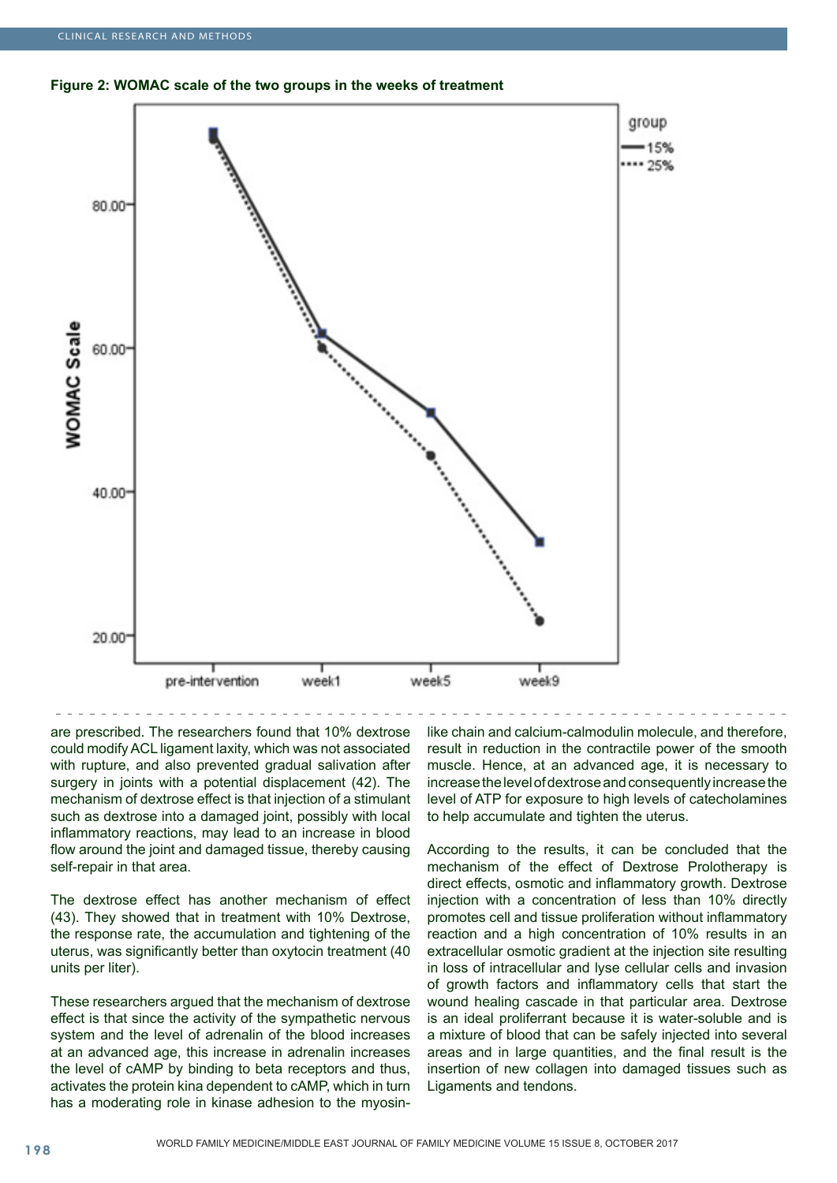**Figure 2: WOMAC scale of the two groups in the weeks of treatment**

are prescribed. The researchers found that 10% dextrose could modify ACL ligament laxity, which was not associated with rupture, and also prevented gradual salivation after surgery in joints with a potential displacement (42). The mechanism of dextrose effect is that injection of a stimulant such as dextrose into a damaged joint, possibly with local inflammatory reactions, may lead to an increase in blood flow around the joint and damaged tissue, thereby causing self-repair in that area.

The dextrose effect has another mechanism of effect (43). They showed that in treatment with 10% Dextrose, the response rate, the accumulation and tightening of the uterus, was significantly better than oxytocin treatment (40 units per liter).

These researchers argued that the mechanism of dextrose effect is that since the activity of the sympathetic nervous system and the level of adrenalin of the blood increases at an advanced age, this increase in adrenalin increases the level of cAMP by binding to beta receptors and thus, activates the protein kina dependent to cAMP, which in turn has a moderating role in kinase adhesion to the myosin-like chain and calcium-calmodulin molecule, and therefore, result in reduction in the contractile power of the smooth muscle. Hence, at an advanced age, it is necessary to increase the level of dextrose and consequently increase the level of ATP for exposure to high levels of catecholamines to help accumulate and tighten the uterus.

According to the results, it can be concluded that the mechanism of the effect of Dextrose Prolotherapy is direct effects, osmotic and inflammatory growth. Dextrose injection with a concentration of less than 10% directly promotes cell and tissue proliferation without inflammatory reaction and a high concentration of 10% results in an extracellular osmotic gradient at the injection site resulting in loss of intracellular and lyse cellular cells and invasion of growth factors and inflammatory cells that start the wound healing cascade in that particular area. Dextrose is an ideal proliferrant because it is water-soluble and is a mixture of blood that can be safely injected into several areas and in large quantities, and the final result is the insertion of new collagen into damaged tissues such as Ligaments and tendons.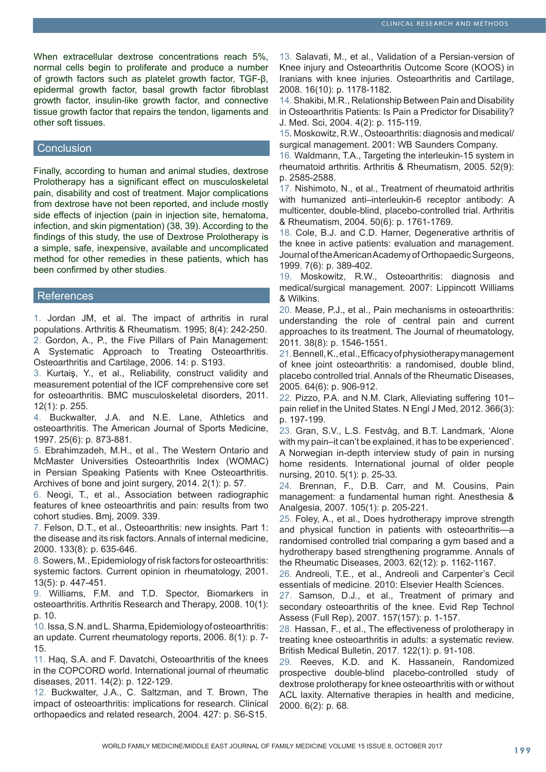When extracellular dextrose concentrations reach 5%, normal cells begin to proliferate and produce a number of growth factors such as platelet growth factor, TGF-β, epidermal growth factor, basal growth factor fibroblast growth factor, insulin-like growth factor, and connective tissue growth factor that repairs the tendon, ligaments and other soft tissues.

## Conclusion

Finally, according to human and animal studies, dextrose Prolotherapy has a significant effect on musculoskeletal pain, disability and cost of treatment. Major complications from dextrose have not been reported, and include mostly side effects of injection (pain in injection site, hematoma, infection, and skin pigmentation) (38, 39). According to the findings of this study, the use of Dextrose Prolotherapy is a simple, safe, inexpensive, available and uncomplicated method for other remedies in these patients, which has been confirmed by other studies.

## References

1. Jordan JM, et al. The impact of arthritis in rural populations. Arthritis & Rheumatism. 1995; 8(4): 242-250.
2. Gordon, A., P., the Five Pillars of Pain Management: A Systematic Approach to Treating Osteoarthritis. Osteoarthritis and Cartilage, 2006. 14: p. S193.
3. Kurtaiş, Y., et al., Reliability, construct validity and measurement potential of the ICF comprehensive core set for osteoarthritis. BMC musculoskeletal disorders, 2011. 12(1): p. 255.
4. Buckwalter, J.A. and N.E. Lane, Athletics and osteoarthritis. The American Journal of Sports Medicine, 1997. 25(6): p. 873-881.
5. Ebrahimzadeh, M.H., et al., The Western Ontario and McMaster Universities Osteoarthritis Index (WOMAC) in Persian Speaking Patients with Knee Osteoarthritis. Archives of bone and joint surgery, 2014. 2(1): p. 57.
6. Neogi, T., et al., Association between radiographic features of knee osteoarthritis and pain: results from two cohort studies. Bmj, 2009. 339.
7. Felson, D.T., et al., Osteoarthritis: new insights. Part 1: the disease and its risk factors. Annals of internal medicine, 2000. 133(8): p. 635-646.
8. Sowers, M., Epidemiology of risk factors for osteoarthritis: systemic factors. Current opinion in rheumatology, 2001. 13(5): p. 447-451.
9. Williams, F.M. and T.D. Spector, Biomarkers in osteoarthritis. Arthritis Research and Therapy, 2008. 10(1): p. 10.
10. Issa, S.N. and L. Sharma, Epidemiology of osteoarthritis: an update. Current rheumatology reports, 2006. 8(1): p. 7-15.
11. Haq, S.A. and F. Davatchi, Osteoarthritis of the knees in the COPCORD world. International journal of rheumatic diseases, 2011. 14(2): p. 122-129.
12. Buckwalter, J.A., C. Saltzman, and T. Brown, The impact of osteoarthritis: implications for research. Clinical orthopaedics and related research, 2004. 427: p. S6-S15.
13. Salavati, M., et al., Validation of a Persian-version of Knee injury and Osteoarthritis Outcome Score (KOOS) in Iranians with knee injuries. Osteoarthritis and Cartilage, 2008. 16(10): p. 1178-1182.
14. Shakibi, M.R., Relationship Between Pain and Disability in Osteoarthritis Patients: Is Pain a Predictor for Disability? J. Med. Sci, 2004. 4(2): p. 115-119.
15. Moskowitz, R.W., Osteoarthritis: diagnosis and medical/surgical management. 2001: WB Saunders Company.
16. Waldmann, T.A., Targeting the interleukin-15 system in rheumatoid arthritis. Arthritis & Rheumatism, 2005. 52(9): p. 2585-2588.
17. Nishimoto, N., et al., Treatment of rheumatoid arthritis with humanized anti–interleukin-6 receptor antibody: A multicenter, double-blind, placebo-controlled trial. Arthritis & Rheumatism, 2004. 50(6): p. 1761-1769.
18. Cole, B.J. and C.D. Harner, Degenerative arthritis of the knee in active patients: evaluation and management. Journal of the American Academy of Orthopaedic Surgeons, 1999. 7(6): p. 389-402.
19. Moskowitz, R.W., Osteoarthritis: diagnosis and medical/surgical management. 2007: Lippincott Williams & Wilkins.
20. Mease, P.J., et al., Pain mechanisms in osteoarthritis: understanding the role of central pain and current approaches to its treatment. The Journal of rheumatology, 2011. 38(8): p. 1546-1551.
21. Bennell, K., et al., Efficacy of physiotherapy management of knee joint osteoarthritis: a randomised, double blind, placebo controlled trial. Annals of the Rheumatic Diseases, 2005. 64(6): p. 906-912.
22. Pizzo, P.A. and N.M. Clark, Alleviating suffering 101–pain relief in the United States. N Engl J Med, 2012. 366(3): p. 197-199.
23. Gran, S.V., L.S. Festvåg, and B.T. Landmark, 'Alone with my pain–it can't be explained, it has to be experienced'. A Norwegian in-depth interview study of pain in nursing home residents. International journal of older people nursing, 2010. 5(1): p. 25-33.
24. Brennan, F., D.B. Carr, and M. Cousins, Pain management: a fundamental human right. Anesthesia & Analgesia, 2007. 105(1): p. 205-221.
25. Foley, A., et al., Does hydrotherapy improve strength and physical function in patients with osteoarthritis—a randomised controlled trial comparing a gym based and a hydrotherapy based strengthening programme. Annals of the Rheumatic Diseases, 2003. 62(12): p. 1162-1167.
26. Andreoli, T.E., et al., Andreoli and Carpenter's Cecil essentials of medicine. 2010: Elsevier Health Sciences.
27. Samson, D.J., et al., Treatment of primary and secondary osteoarthritis of the knee. Evid Rep Technol Assess (Full Rep), 2007. 157(157): p. 1-157.
28. Hassan, F., et al., The effectiveness of prolotherapy in treating knee osteoarthritis in adults: a systematic review. British Medical Bulletin, 2017. 122(1): p. 91-108.
29. Reeves, K.D. and K. Hassanein, Randomized prospective double-blind placebo-controlled study of dextrose prolotherapy for knee osteoarthritis with or without ACL laxity. Alternative therapies in health and medicine, 2000. 6(2): p. 68.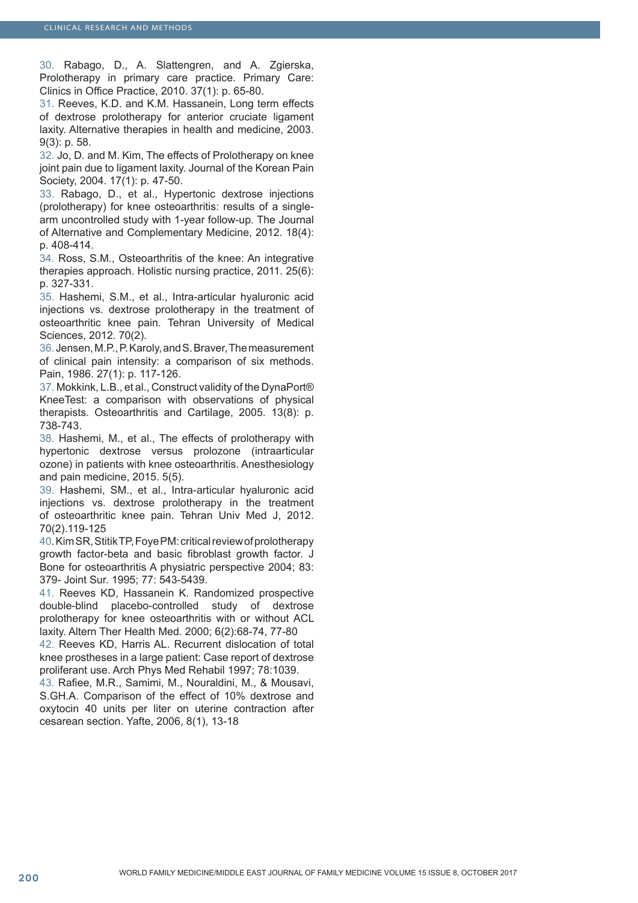30. Rabago, D., A. Slattengren, and A. Zgierska, Prolotherapy in primary care practice. Primary Care: Clinics in Office Practice, 2010. 37(1): p. 65-80.

31. Reeves, K.D. and K.M. Hassanein, Long term effects of dextrose prolotherapy for anterior cruciate ligament laxity. Alternative therapies in health and medicine, 2003. 9(3): p. 58.

32. Jo, D. and M. Kim, The effects of Prolotherapy on knee joint pain due to ligament laxity. Journal of the Korean Pain Society, 2004. 17(1): p. 47-50.

33. Rabago, D., et al., Hypertonic dextrose injections (prolotherapy) for knee osteoarthritis: results of a single-arm uncontrolled study with 1-year follow-up. The Journal of Alternative and Complementary Medicine, 2012. 18(4): p. 408-414.

34. Ross, S.M., Osteoarthritis of the knee: An integrative therapies approach. Holistic nursing practice, 2011. 25(6): p. 327-331.

35. Hashemi, S.M., et al., Intra-articular hyaluronic acid injections vs. dextrose prolotherapy in the treatment of osteoarthritic knee pain. Tehran University of Medical Sciences, 2012. 70(2).

36. Jensen, M.P., P. Karoly, and S. Braver, The measurement of clinical pain intensity: a comparison of six methods. Pain, 1986. 27(1): p. 117-126.

37. Mokkink, L.B., et al., Construct validity of the DynaPort® KneeTest: a comparison with observations of physical therapists. Osteoarthritis and Cartilage, 2005. 13(8): p. 738-743.

38. Hashemi, M., et al., The effects of prolotherapy with hypertonic dextrose versus prolozone (intraarticular ozone) in patients with knee osteoarthritis. Anesthesiology and pain medicine, 2015. 5(5).

39. Hashemi, SM., et al., Intra-articular hyaluronic acid injections vs. dextrose prolotherapy in the treatment of osteoarthritic knee pain. Tehran Univ Med J, 2012. 70(2).119-125

40. Kim SR, Stitik TP, Foye PM: critical review of prolotherapy growth factor-beta and basic fibroblast growth factor. J Bone for osteoarthritis A physiatric perspective 2004; 83: 379- Joint Sur. 1995; 77: 543-5439.

41. Reeves KD, Hassanein K. Randomized prospective double-blind placebo-controlled study of dextrose prolotherapy for knee osteoarthritis with or without ACL laxity. Altern Ther Health Med. 2000; 6(2):68-74, 77-80

42. Reeves KD, Harris AL. Recurrent dislocation of total knee prostheses in a large patient: Case report of dextrose proliferant use. Arch Phys Med Rehabil 1997; 78:1039.

43. Rafiee, M.R., Samimi, M., Nouraldini, M., & Mousavi, S.GH.A. Comparison of the effect of 10% dextrose and oxytocin 40 units per liter on uterine contraction after cesarean section. Yafte, 2006, 8(1), 13-18